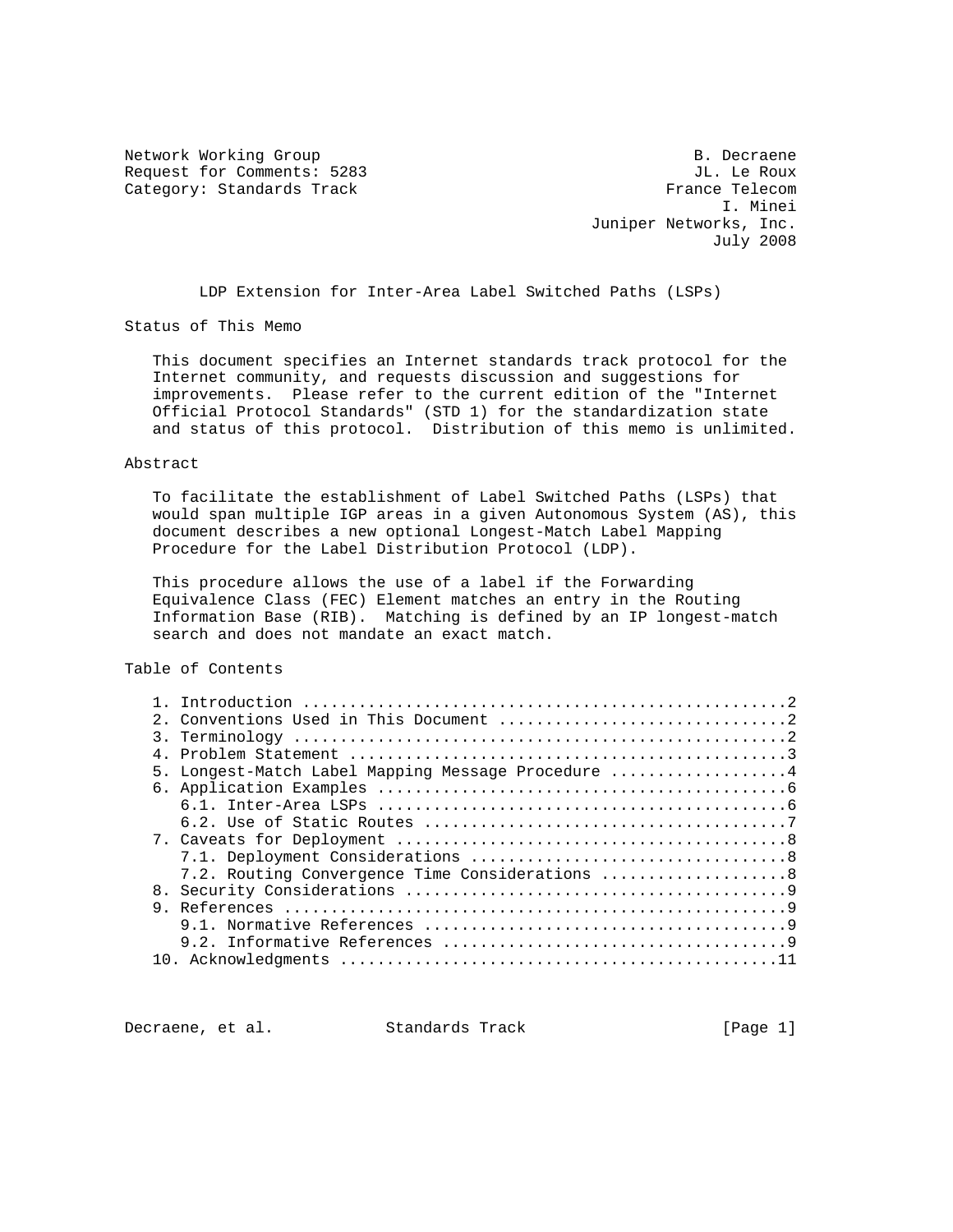Network Working Group B. Decraene
Request for Comments: 5283 JL. Le Roux
Category: Standards Track France Telecom
I. Minei
Juniper Networks, Inc.
July 2008

# LDP Extension for Inter-Area Label Switched Paths (LSPs)

## Status of This Memo

This document specifies an Internet standards track protocol for the Internet community, and requests discussion and suggestions for improvements. Please refer to the current edition of the "Internet Official Protocol Standards" (STD 1) for the standardization state and status of this protocol. Distribution of this memo is unlimited.

## Abstract

To facilitate the establishment of Label Switched Paths (LSPs) that would span multiple IGP areas in a given Autonomous System (AS), this document describes a new optional Longest-Match Label Mapping Procedure for the Label Distribution Protocol (LDP).

This procedure allows the use of a label if the Forwarding Equivalence Class (FEC) Element matches an entry in the Routing Information Base (RIB). Matching is defined by an IP longest-match search and does not mandate an exact match.

## Table of Contents

1. Introduction ....................................................2
2. Conventions Used in This Document ...............................2
3. Terminology .....................................................2
4. Problem Statement ...............................................3
5. Longest-Match Label Mapping Message Procedure ...................4
6. Application Examples ............................................6
   6.1. Inter-Area LSPs ............................................6
   6.2. Use of Static Routes .......................................7
7. Caveats for Deployment ..........................................8
   7.1. Deployment Considerations ..................................8
   7.2. Routing Convergence Time Considerations ....................8
8. Security Considerations .........................................9
9. References ......................................................9
   9.1. Normative References .......................................9
   9.2. Informative References .....................................9
10. Acknowledgments ...............................................11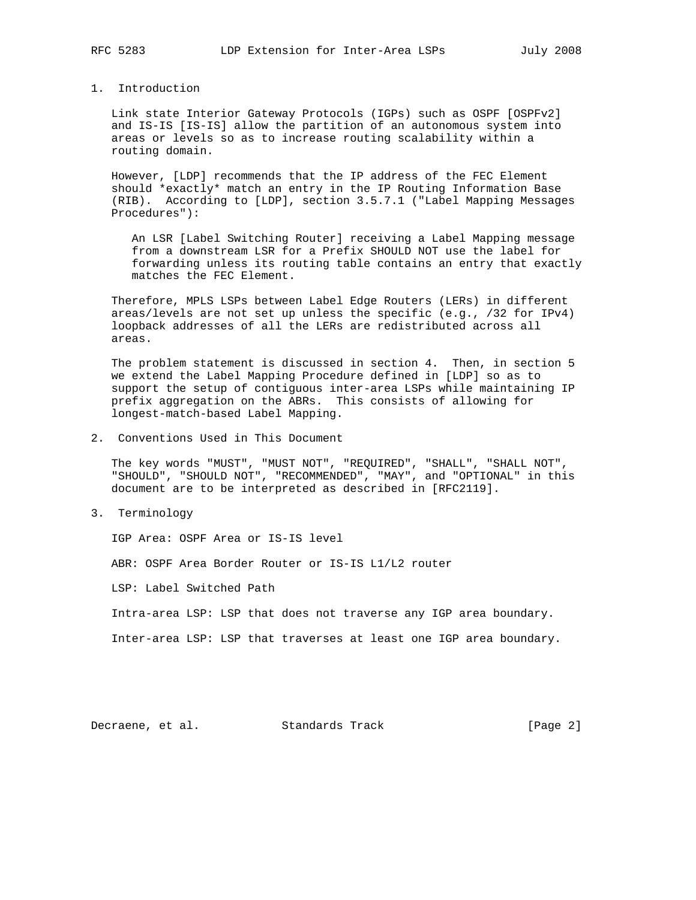## 1. Introduction

Link state Interior Gateway Protocols (IGPs) such as OSPF [OSPFv2] and IS-IS [IS-IS] allow the partition of an autonomous system into areas or levels so as to increase routing scalability within a routing domain.

However, [LDP] recommends that the IP address of the FEC Element should *exactly* match an entry in the IP Routing Information Base (RIB). According to [LDP], section 3.5.7.1 ("Label Mapping Messages Procedures"):

> An LSR [Label Switching Router] receiving a Label Mapping message from a downstream LSR for a Prefix SHOULD NOT use the label for forwarding unless its routing table contains an entry that exactly matches the FEC Element.

Therefore, MPLS LSPs between Label Edge Routers (LERs) in different areas/levels are not set up unless the specific (e.g., /32 for IPv4) loopback addresses of all the LERs are redistributed across all areas.

The problem statement is discussed in section 4. Then, in section 5 we extend the Label Mapping Procedure defined in [LDP] so as to support the setup of contiguous inter-area LSPs while maintaining IP prefix aggregation on the ABRs. This consists of allowing for longest-match-based Label Mapping.

## 2. Conventions Used in This Document

The key words "MUST", "MUST NOT", "REQUIRED", "SHALL", "SHALL NOT", "SHOULD", "SHOULD NOT", "RECOMMENDED", "MAY", and "OPTIONAL" in this document are to be interpreted as described in [RFC2119].

## 3. Terminology

IGP Area: OSPF Area or IS-IS level

ABR: OSPF Area Border Router or IS-IS L1/L2 router

LSP: Label Switched Path

Intra-area LSP: LSP that does not traverse any IGP area boundary.

Inter-area LSP: LSP that traverses at least one IGP area boundary.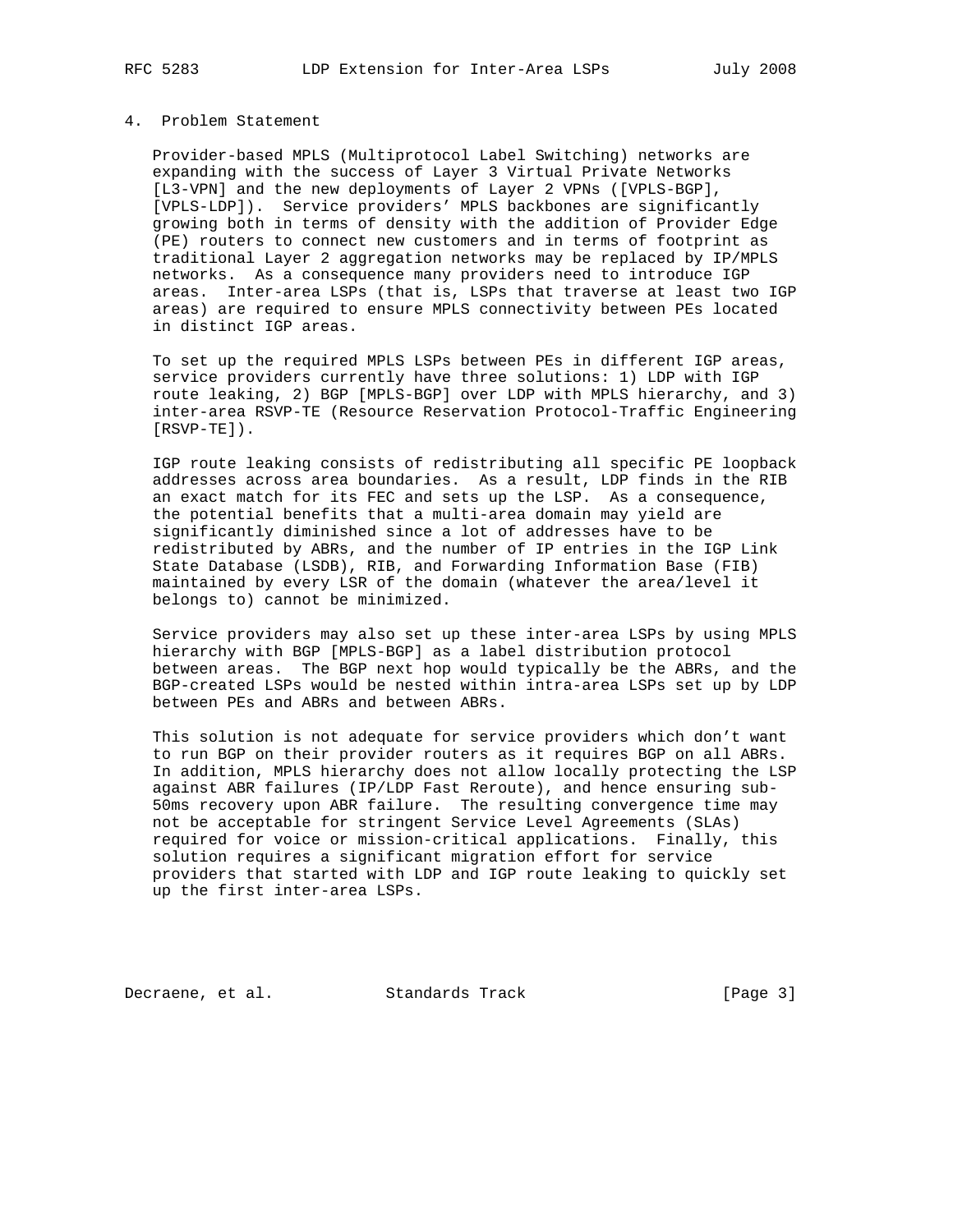## 4. Problem Statement

Provider-based MPLS (Multiprotocol Label Switching) networks are expanding with the success of Layer 3 Virtual Private Networks [L3-VPN] and the new deployments of Layer 2 VPNs ([VPLS-BGP], [VPLS-LDP]). Service providers' MPLS backbones are significantly growing both in terms of density with the addition of Provider Edge (PE) routers to connect new customers and in terms of footprint as traditional Layer 2 aggregation networks may be replaced by IP/MPLS networks. As a consequence many providers need to introduce IGP areas. Inter-area LSPs (that is, LSPs that traverse at least two IGP areas) are required to ensure MPLS connectivity between PEs located in distinct IGP areas.

To set up the required MPLS LSPs between PEs in different IGP areas, service providers currently have three solutions: 1) LDP with IGP route leaking, 2) BGP [MPLS-BGP] over LDP with MPLS hierarchy, and 3) inter-area RSVP-TE (Resource Reservation Protocol-Traffic Engineering [RSVP-TE]).

IGP route leaking consists of redistributing all specific PE loopback addresses across area boundaries. As a result, LDP finds in the RIB an exact match for its FEC and sets up the LSP. As a consequence, the potential benefits that a multi-area domain may yield are significantly diminished since a lot of addresses have to be redistributed by ABRs, and the number of IP entries in the IGP Link State Database (LSDB), RIB, and Forwarding Information Base (FIB) maintained by every LSR of the domain (whatever the area/level it belongs to) cannot be minimized.

Service providers may also set up these inter-area LSPs by using MPLS hierarchy with BGP [MPLS-BGP] as a label distribution protocol between areas. The BGP next hop would typically be the ABRs, and the BGP-created LSPs would be nested within intra-area LSPs set up by LDP between PEs and ABRs and between ABRs.

This solution is not adequate for service providers which don't want to run BGP on their provider routers as it requires BGP on all ABRs. In addition, MPLS hierarchy does not allow locally protecting the LSP against ABR failures (IP/LDP Fast Reroute), and hence ensuring sub-50ms recovery upon ABR failure. The resulting convergence time may not be acceptable for stringent Service Level Agreements (SLAs) required for voice or mission-critical applications. Finally, this solution requires a significant migration effort for service providers that started with LDP and IGP route leaking to quickly set up the first inter-area LSPs.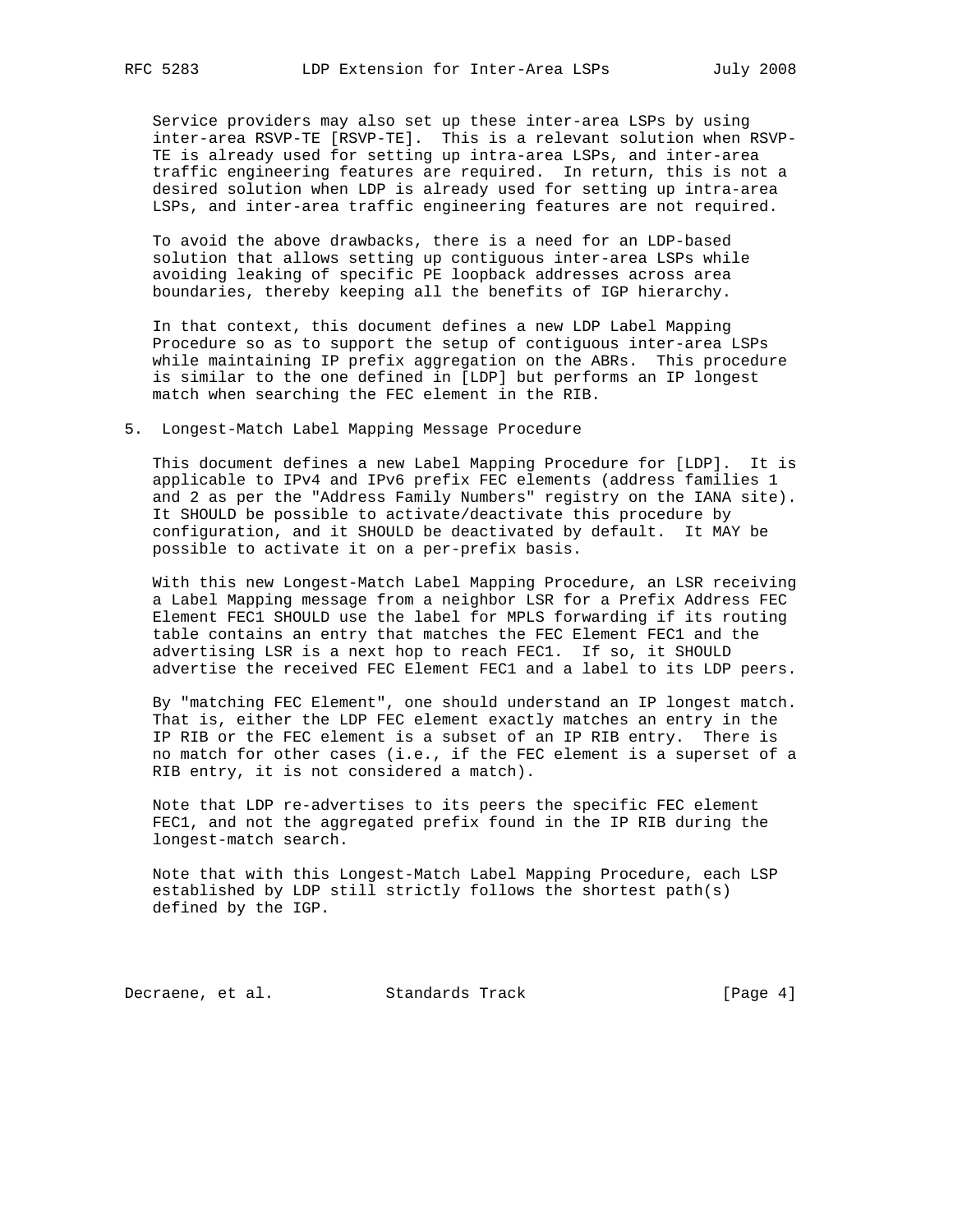Service providers may also set up these inter-area LSPs by using inter-area RSVP-TE [RSVP-TE]. This is a relevant solution when RSVP-TE is already used for setting up intra-area LSPs, and inter-area traffic engineering features are required. In return, this is not a desired solution when LDP is already used for setting up intra-area LSPs, and inter-area traffic engineering features are not required.

To avoid the above drawbacks, there is a need for an LDP-based solution that allows setting up contiguous inter-area LSPs while avoiding leaking of specific PE loopback addresses across area boundaries, thereby keeping all the benefits of IGP hierarchy.

In that context, this document defines a new LDP Label Mapping Procedure so as to support the setup of contiguous inter-area LSPs while maintaining IP prefix aggregation on the ABRs. This procedure is similar to the one defined in [LDP] but performs an IP longest match when searching the FEC element in the RIB.

## 5. Longest-Match Label Mapping Message Procedure

This document defines a new Label Mapping Procedure for [LDP]. It is applicable to IPv4 and IPv6 prefix FEC elements (address families 1 and 2 as per the "Address Family Numbers" registry on the IANA site). It SHOULD be possible to activate/deactivate this procedure by configuration, and it SHOULD be deactivated by default. It MAY be possible to activate it on a per-prefix basis.

With this new Longest-Match Label Mapping Procedure, an LSR receiving a Label Mapping message from a neighbor LSR for a Prefix Address FEC Element FEC1 SHOULD use the label for MPLS forwarding if its routing table contains an entry that matches the FEC Element FEC1 and the advertising LSR is a next hop to reach FEC1. If so, it SHOULD advertise the received FEC Element FEC1 and a label to its LDP peers.

By "matching FEC Element", one should understand an IP longest match. That is, either the LDP FEC element exactly matches an entry in the IP RIB or the FEC element is a subset of an IP RIB entry. There is no match for other cases (i.e., if the FEC element is a superset of a RIB entry, it is not considered a match).

Note that LDP re-advertises to its peers the specific FEC element FEC1, and not the aggregated prefix found in the IP RIB during the longest-match search.

Note that with this Longest-Match Label Mapping Procedure, each LSP established by LDP still strictly follows the shortest path(s) defined by the IGP.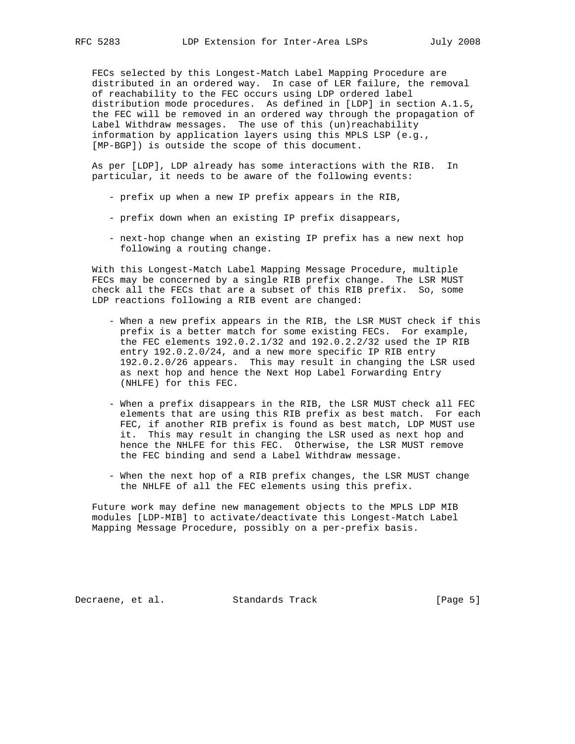FECs selected by this Longest-Match Label Mapping Procedure are distributed in an ordered way. In case of LER failure, the removal of reachability to the FEC occurs using LDP ordered label distribution mode procedures. As defined in [LDP] in section A.1.5, the FEC will be removed in an ordered way through the propagation of Label Withdraw messages. The use of this (un)reachability information by application layers using this MPLS LSP (e.g., [MP-BGP]) is outside the scope of this document.

As per [LDP], LDP already has some interactions with the RIB. In particular, it needs to be aware of the following events:

- prefix up when a new IP prefix appears in the RIB,

- prefix down when an existing IP prefix disappears,

- next-hop change when an existing IP prefix has a new next hop following a routing change.

With this Longest-Match Label Mapping Message Procedure, multiple FECs may be concerned by a single RIB prefix change. The LSR MUST check all the FECs that are a subset of this RIB prefix. So, some LDP reactions following a RIB event are changed:

- When a new prefix appears in the RIB, the LSR MUST check if this prefix is a better match for some existing FECs. For example, the FEC elements 192.0.2.1/32 and 192.0.2.2/32 used the IP RIB entry 192.0.2.0/24, and a new more specific IP RIB entry 192.0.2.0/26 appears. This may result in changing the LSR used as next hop and hence the Next Hop Label Forwarding Entry (NHLFE) for this FEC.

- When a prefix disappears in the RIB, the LSR MUST check all FEC elements that are using this RIB prefix as best match. For each FEC, if another RIB prefix is found as best match, LDP MUST use it. This may result in changing the LSR used as next hop and hence the NHLFE for this FEC. Otherwise, the LSR MUST remove the FEC binding and send a Label Withdraw message.

- When the next hop of a RIB prefix changes, the LSR MUST change the NHLFE of all the FEC elements using this prefix.

Future work may define new management objects to the MPLS LDP MIB modules [LDP-MIB] to activate/deactivate this Longest-Match Label Mapping Message Procedure, possibly on a per-prefix basis.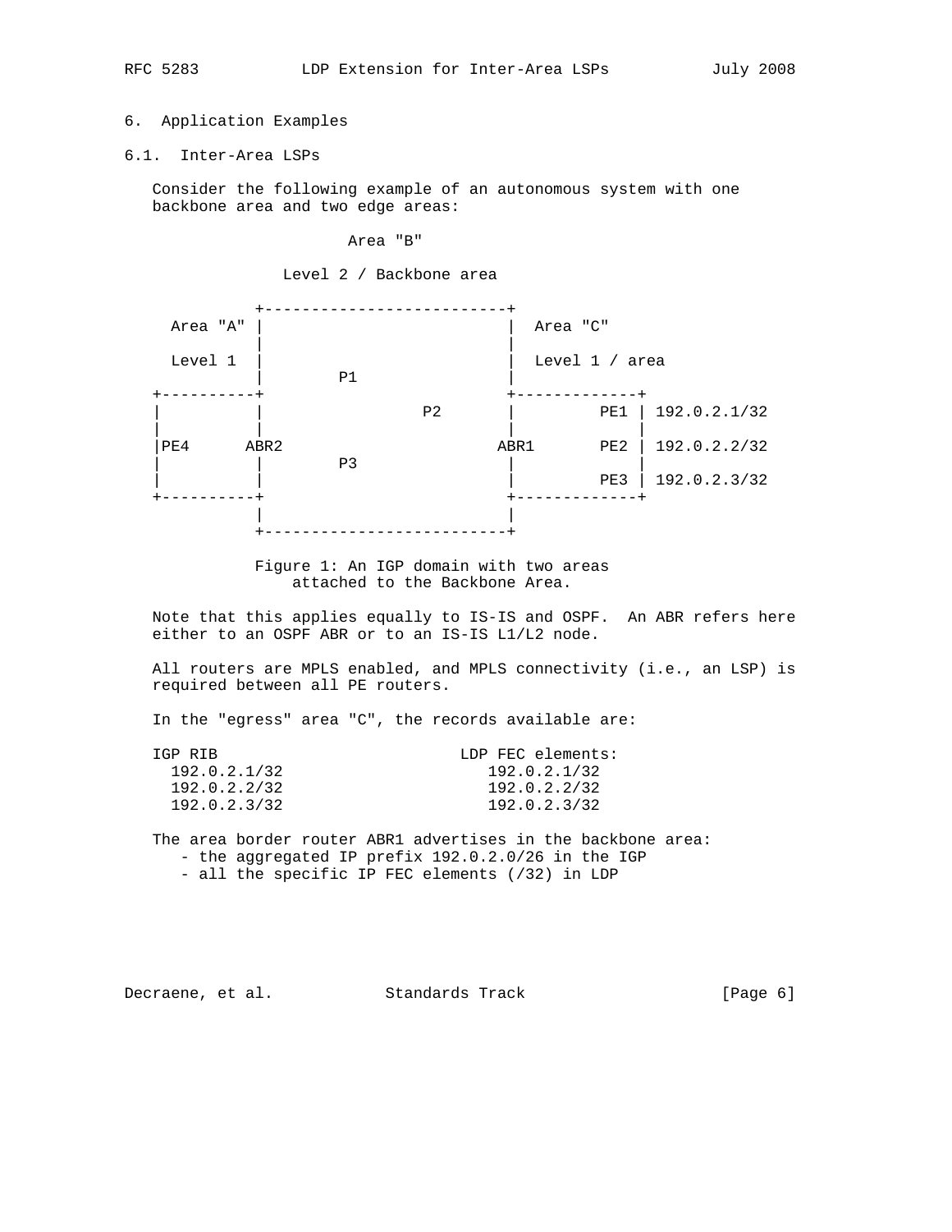## 6. Application Examples

### 6.1. Inter-Area LSPs

Consider the following example of an autonomous system with one backbone area and two edge areas:

```
                     Area "B"

                Level 2 / Backbone area

            +--------------------------+
  Area "A"  |                          |  Area "C"
            |                          |
  Level 1   |                          |  Level 1 / area
            |        P1                |
+----------+                           +-------------+
|          |               P2          |         PE1 | 192.0.2.1/32
|          |                           |             |
|PE4      ABR2                        ABR1       PE2 | 192.0.2.2/32
|          |         P3                |             |
|          |                           |         PE3 | 192.0.2.3/32
+----------+                           +-------------+
            |                          |
            +--------------------------+
```

Figure 1: An IGP domain with two areas attached to the Backbone Area.

Note that this applies equally to IS-IS and OSPF. An ABR refers here either to an OSPF ABR or to an IS-IS L1/L2 node.

All routers are MPLS enabled, and MPLS connectivity (i.e., an LSP) is required between all PE routers.

In the "egress" area "C", the records available are:

```
IGP RIB                         LDP FEC elements:
  192.0.2.1/32                     192.0.2.1/32
  192.0.2.2/32                     192.0.2.2/32
  192.0.2.3/32                     192.0.2.3/32
```

The area border router ABR1 advertises in the backbone area:

- the aggregated IP prefix 192.0.2.0/26 in the IGP
- all the specific IP FEC elements (/32) in LDP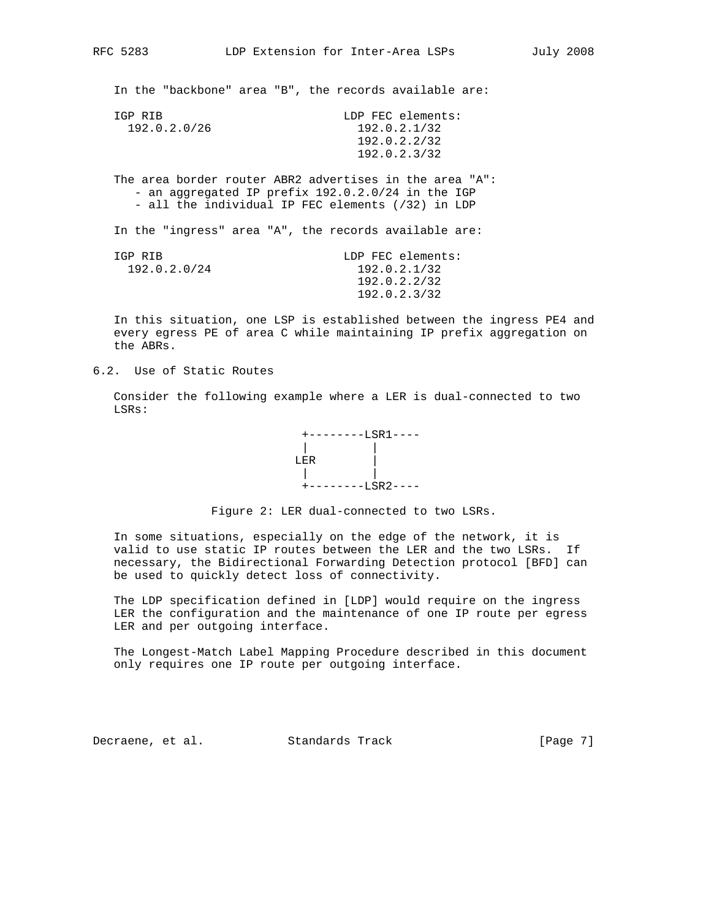In the "backbone" area "B", the records available are:

```
IGP RIB                          LDP FEC elements:
  192.0.2.0/26                     192.0.2.1/32
                                   192.0.2.2/32
                                   192.0.2.3/32
```

The area border router ABR2 advertises in the area "A":

- an aggregated IP prefix 192.0.2.0/24 in the IGP
- all the individual IP FEC elements (/32) in LDP

In the "ingress" area "A", the records available are:

```
IGP RIB                          LDP FEC elements:
  192.0.2.0/24                     192.0.2.1/32
                                   192.0.2.2/32
                                   192.0.2.3/32
```

In this situation, one LSP is established between the ingress PE4 and every egress PE of area C while maintaining IP prefix aggregation on the ABRs.

## 6.2. Use of Static Routes

Consider the following example where a LER is dual-connected to two LSRs:

```
 +--------LSR1----
 |         |
LER        |
 |         |
 +--------LSR2----
```

Figure 2: LER dual-connected to two LSRs.

In some situations, especially on the edge of the network, it is valid to use static IP routes between the LER and the two LSRs. If necessary, the Bidirectional Forwarding Detection protocol [BFD] can be used to quickly detect loss of connectivity.

The LDP specification defined in [LDP] would require on the ingress LER the configuration and the maintenance of one IP route per egress LER and per outgoing interface.

The Longest-Match Label Mapping Procedure described in this document only requires one IP route per outgoing interface.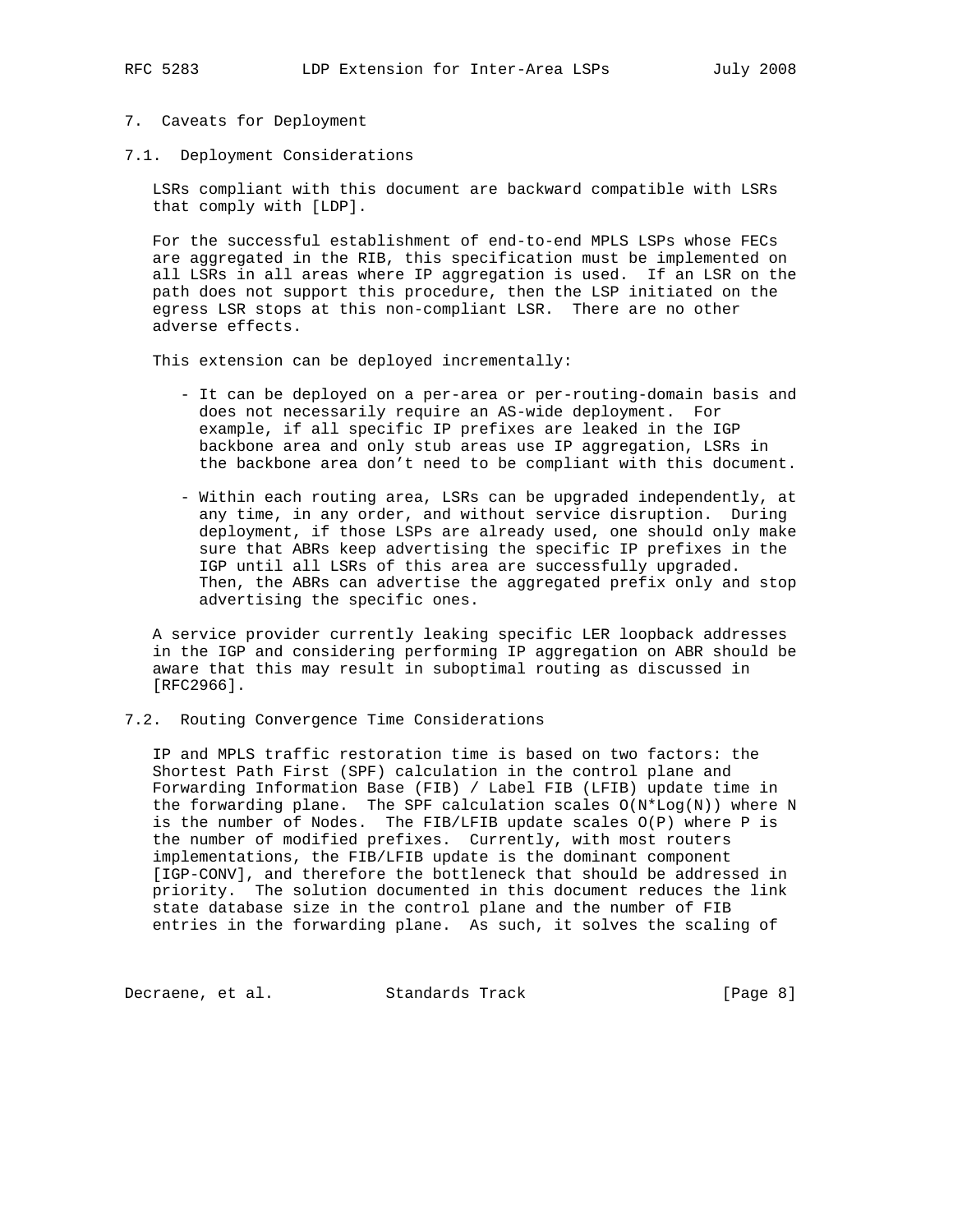## 7. Caveats for Deployment

### 7.1. Deployment Considerations

LSRs compliant with this document are backward compatible with LSRs that comply with [LDP].

For the successful establishment of end-to-end MPLS LSPs whose FECs are aggregated in the RIB, this specification must be implemented on all LSRs in all areas where IP aggregation is used. If an LSR on the path does not support this procedure, then the LSP initiated on the egress LSR stops at this non-compliant LSR. There are no other adverse effects.

This extension can be deployed incrementally:

- It can be deployed on a per-area or per-routing-domain basis and does not necessarily require an AS-wide deployment. For example, if all specific IP prefixes are leaked in the IGP backbone area and only stub areas use IP aggregation, LSRs in the backbone area don't need to be compliant with this document.

- Within each routing area, LSRs can be upgraded independently, at any time, in any order, and without service disruption. During deployment, if those LSPs are already used, one should only make sure that ABRs keep advertising the specific IP prefixes in the IGP until all LSRs of this area are successfully upgraded. Then, the ABRs can advertise the aggregated prefix only and stop advertising the specific ones.

A service provider currently leaking specific LER loopback addresses in the IGP and considering performing IP aggregation on ABR should be aware that this may result in suboptimal routing as discussed in [RFC2966].

### 7.2. Routing Convergence Time Considerations

IP and MPLS traffic restoration time is based on two factors: the Shortest Path First (SPF) calculation in the control plane and Forwarding Information Base (FIB) / Label FIB (LFIB) update time in the forwarding plane. The SPF calculation scales $O(N*Log(N))$ where N is the number of Nodes. The FIB/LFIB update scales $O(P)$ where P is the number of modified prefixes. Currently, with most routers implementations, the FIB/LFIB update is the dominant component [IGP-CONV], and therefore the bottleneck that should be addressed in priority. The solution documented in this document reduces the link state database size in the control plane and the number of FIB entries in the forwarding plane. As such, it solves the scaling of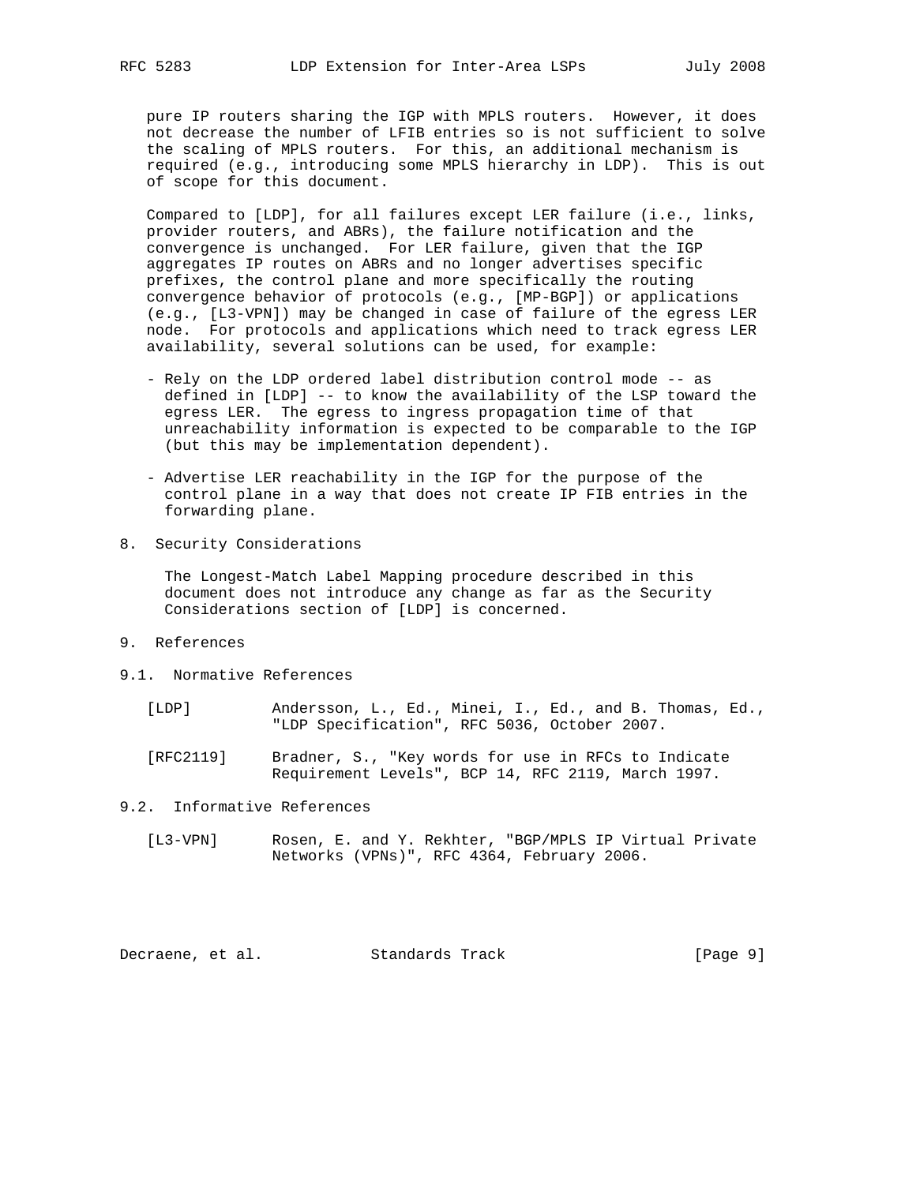pure IP routers sharing the IGP with MPLS routers. However, it does not decrease the number of LFIB entries so is not sufficient to solve the scaling of MPLS routers. For this, an additional mechanism is required (e.g., introducing some MPLS hierarchy in LDP). This is out of scope for this document.

Compared to [LDP], for all failures except LER failure (i.e., links, provider routers, and ABRs), the failure notification and the convergence is unchanged. For LER failure, given that the IGP aggregates IP routes on ABRs and no longer advertises specific prefixes, the control plane and more specifically the routing convergence behavior of protocols (e.g., [MP-BGP]) or applications (e.g., [L3-VPN]) may be changed in case of failure of the egress LER node. For protocols and applications which need to track egress LER availability, several solutions can be used, for example:

- Rely on the LDP ordered label distribution control mode -- as defined in [LDP] -- to know the availability of the LSP toward the egress LER. The egress to ingress propagation time of that unreachability information is expected to be comparable to the IGP (but this may be implementation dependent).

- Advertise LER reachability in the IGP for the purpose of the control plane in a way that does not create IP FIB entries in the forwarding plane.

## 8. Security Considerations

The Longest-Match Label Mapping procedure described in this document does not introduce any change as far as the Security Considerations section of [LDP] is concerned.

## 9. References

### 9.1. Normative References

[LDP] Andersson, L., Ed., Minei, I., Ed., and B. Thomas, Ed., "LDP Specification", RFC 5036, October 2007.

[RFC2119] Bradner, S., "Key words for use in RFCs to Indicate Requirement Levels", BCP 14, RFC 2119, March 1997.

### 9.2. Informative References

[L3-VPN] Rosen, E. and Y. Rekhter, "BGP/MPLS IP Virtual Private Networks (VPNs)", RFC 4364, February 2006.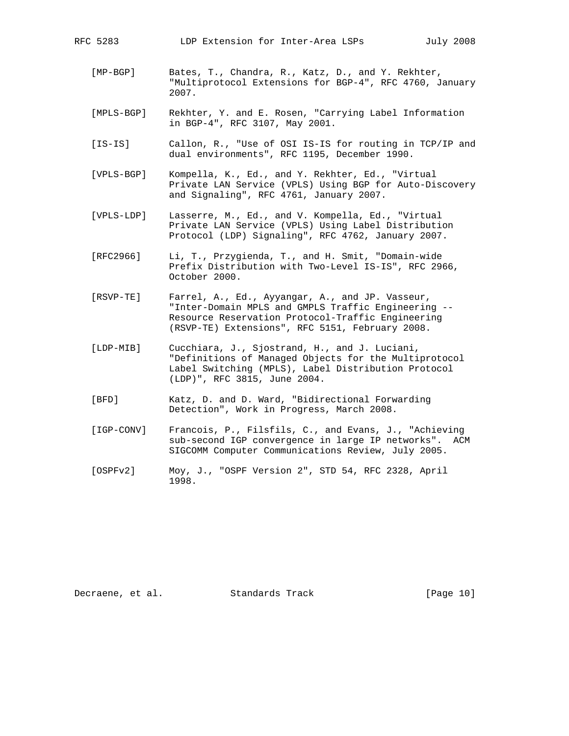[MP-BGP] Bates, T., Chandra, R., Katz, D., and Y. Rekhter, "Multiprotocol Extensions for BGP-4", RFC 4760, January 2007.

[MPLS-BGP] Rekhter, Y. and E. Rosen, "Carrying Label Information in BGP-4", RFC 3107, May 2001.

[IS-IS] Callon, R., "Use of OSI IS-IS for routing in TCP/IP and dual environments", RFC 1195, December 1990.

[VPLS-BGP] Kompella, K., Ed., and Y. Rekhter, Ed., "Virtual Private LAN Service (VPLS) Using BGP for Auto-Discovery and Signaling", RFC 4761, January 2007.

[VPLS-LDP] Lasserre, M., Ed., and V. Kompella, Ed., "Virtual Private LAN Service (VPLS) Using Label Distribution Protocol (LDP) Signaling", RFC 4762, January 2007.

[RFC2966] Li, T., Przygienda, T., and H. Smit, "Domain-wide Prefix Distribution with Two-Level IS-IS", RFC 2966, October 2000.

[RSVP-TE] Farrel, A., Ed., Ayyangar, A., and JP. Vasseur, "Inter-Domain MPLS and GMPLS Traffic Engineering -- Resource Reservation Protocol-Traffic Engineering (RSVP-TE) Extensions", RFC 5151, February 2008.

[LDP-MIB] Cucchiara, J., Sjostrand, H., and J. Luciani, "Definitions of Managed Objects for the Multiprotocol Label Switching (MPLS), Label Distribution Protocol (LDP)", RFC 3815, June 2004.

[BFD] Katz, D. and D. Ward, "Bidirectional Forwarding Detection", Work in Progress, March 2008.

[IGP-CONV] Francois, P., Filsfils, C., and Evans, J., "Achieving sub-second IGP convergence in large IP networks". ACM SIGCOMM Computer Communications Review, July 2005.

[OSPFv2] Moy, J., "OSPF Version 2", STD 54, RFC 2328, April 1998.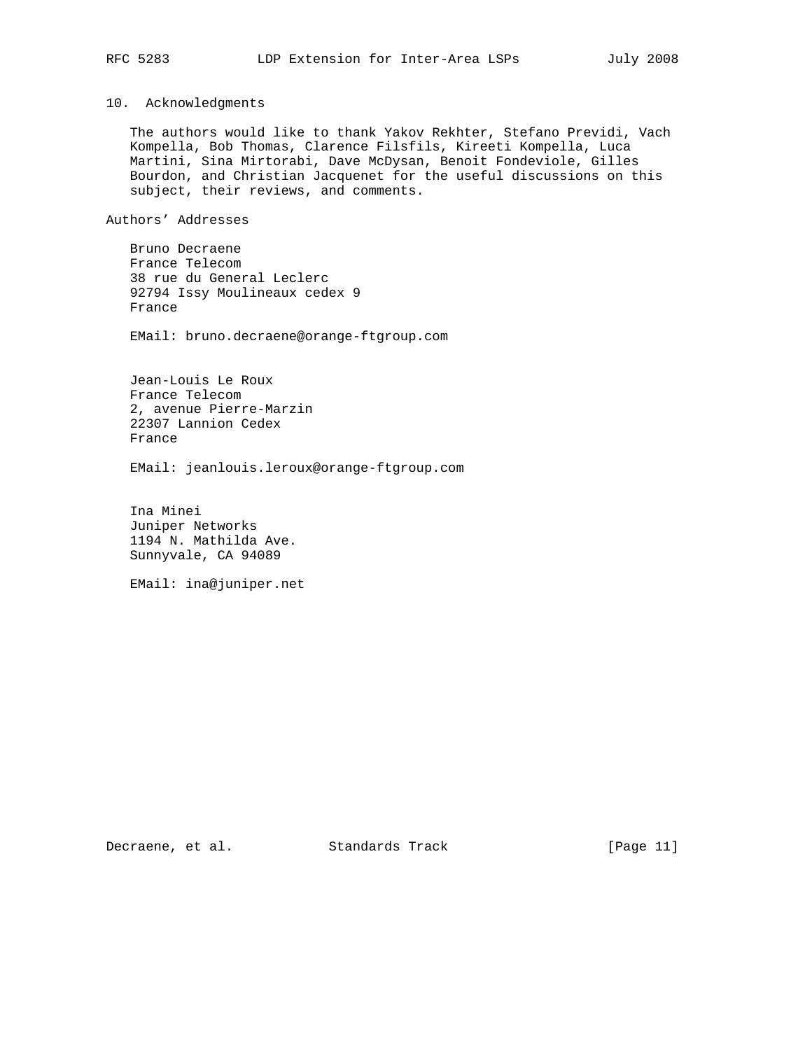## 10. Acknowledgments

The authors would like to thank Yakov Rekhter, Stefano Previdi, Vach Kompella, Bob Thomas, Clarence Filsfils, Kireeti Kompella, Luca Martini, Sina Mirtorabi, Dave McDysan, Benoit Fondeviole, Gilles Bourdon, and Christian Jacquenet for the useful discussions on this subject, their reviews, and comments.

## Authors' Addresses

Bruno Decraene
France Telecom
38 rue du General Leclerc
92794 Issy Moulineaux cedex 9
France

EMail: bruno.decraene@orange-ftgroup.com

Jean-Louis Le Roux
France Telecom
2, avenue Pierre-Marzin
22307 Lannion Cedex
France

EMail: jeanlouis.leroux@orange-ftgroup.com

Ina Minei
Juniper Networks
1194 N. Mathilda Ave.
Sunnyvale, CA 94089

EMail: ina@juniper.net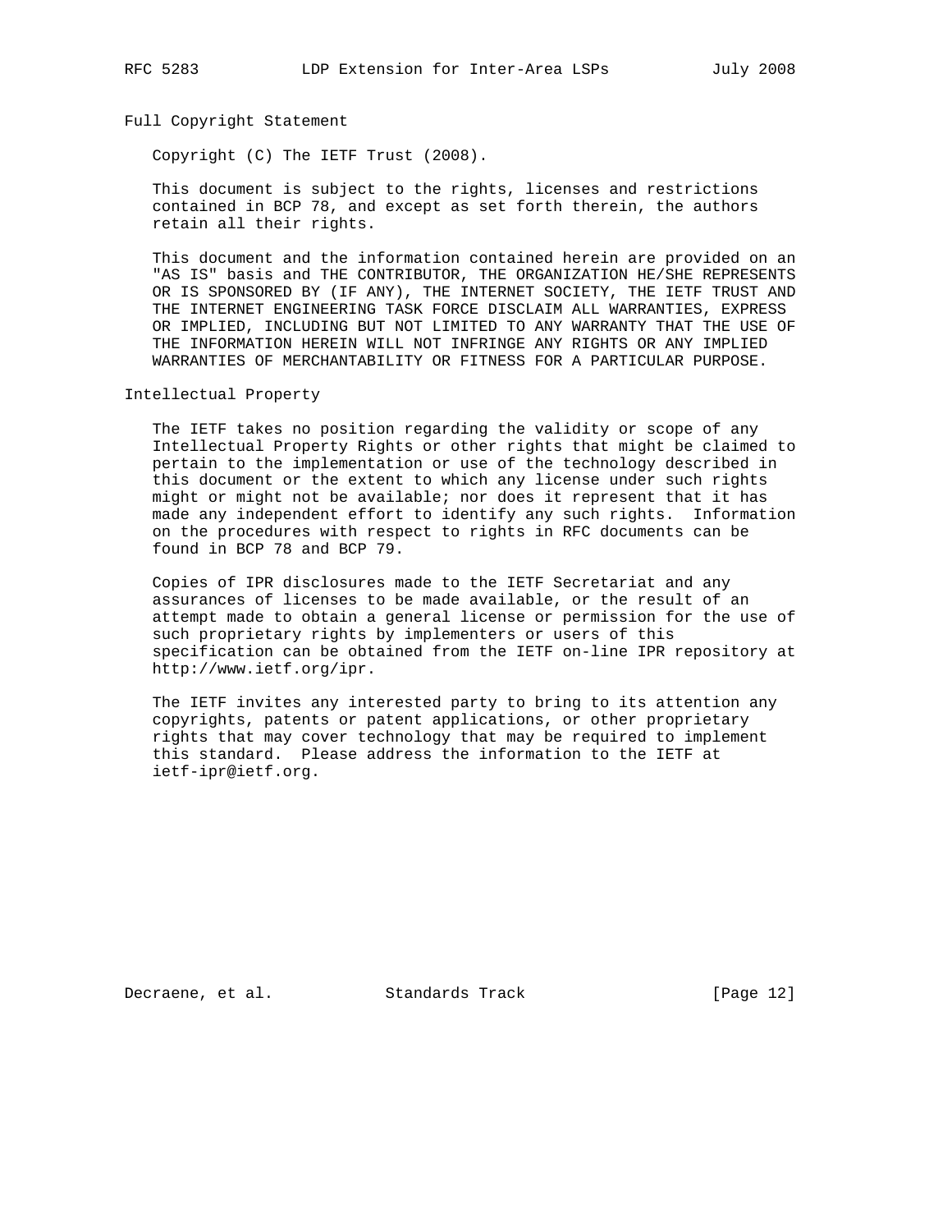## Full Copyright Statement

Copyright (C) The IETF Trust (2008).

This document is subject to the rights, licenses and restrictions contained in BCP 78, and except as set forth therein, the authors retain all their rights.

This document and the information contained herein are provided on an "AS IS" basis and THE CONTRIBUTOR, THE ORGANIZATION HE/SHE REPRESENTS OR IS SPONSORED BY (IF ANY), THE INTERNET SOCIETY, THE IETF TRUST AND THE INTERNET ENGINEERING TASK FORCE DISCLAIM ALL WARRANTIES, EXPRESS OR IMPLIED, INCLUDING BUT NOT LIMITED TO ANY WARRANTY THAT THE USE OF THE INFORMATION HEREIN WILL NOT INFRINGE ANY RIGHTS OR ANY IMPLIED WARRANTIES OF MERCHANTABILITY OR FITNESS FOR A PARTICULAR PURPOSE.

## Intellectual Property

The IETF takes no position regarding the validity or scope of any Intellectual Property Rights or other rights that might be claimed to pertain to the implementation or use of the technology described in this document or the extent to which any license under such rights might or might not be available; nor does it represent that it has made any independent effort to identify any such rights. Information on the procedures with respect to rights in RFC documents can be found in BCP 78 and BCP 79.

Copies of IPR disclosures made to the IETF Secretariat and any assurances of licenses to be made available, or the result of an attempt made to obtain a general license or permission for the use of such proprietary rights by implementers or users of this specification can be obtained from the IETF on-line IPR repository at http://www.ietf.org/ipr.

The IETF invites any interested party to bring to its attention any copyrights, patents or patent applications, or other proprietary rights that may cover technology that may be required to implement this standard. Please address the information to the IETF at ietf-ipr@ietf.org.